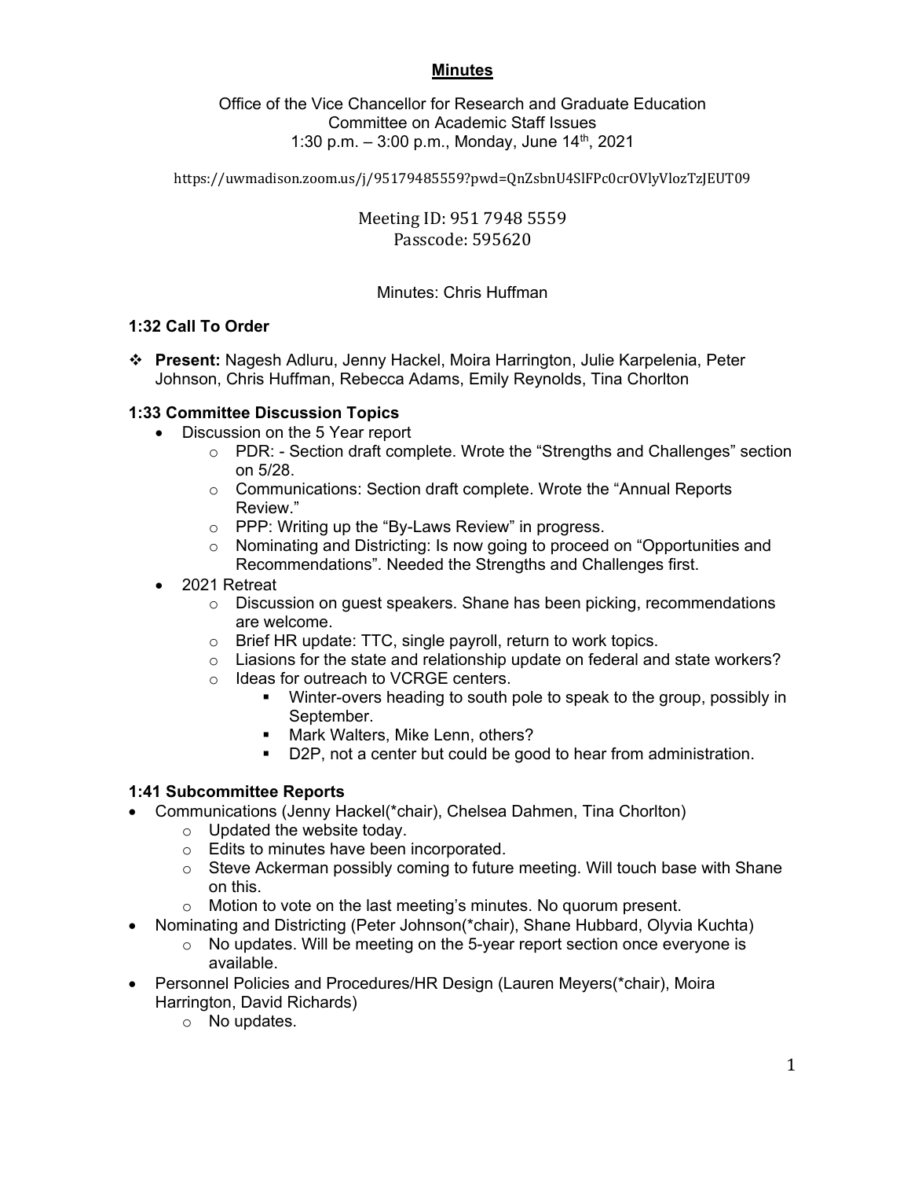# Minutes

Office of the Vice Chancellor for Research and Graduate Education
Committee on Academic Staff Issues
1:30 p.m. – 3:00 p.m., Monday, June 14th, 2021

https://uwmadison.zoom.us/j/95179485559?pwd=QnZsbnU4SlFPc0crOVlyVlozTzJEUT09

Meeting ID: 951 7948 5559
Passcode: 595620

Minutes: Chris Huffman

### 1:32 Call To Order

- **Present:** Nagesh Adluru, Jenny Hackel, Moira Harrington, Julie Karpelenia, Peter Johnson, Chris Huffman, Rebecca Adams, Emily Reynolds, Tina Chorlton

### 1:33 Committee Discussion Topics

- Discussion on the 5 Year report
  - PDR: - Section draft complete. Wrote the "Strengths and Challenges" section on 5/28.
  - Communications: Section draft complete. Wrote the "Annual Reports Review."
  - PPP: Writing up the "By-Laws Review" in progress.
  - Nominating and Districting: Is now going to proceed on "Opportunities and Recommendations". Needed the Strengths and Challenges first.
- 2021 Retreat
  - Discussion on guest speakers. Shane has been picking, recommendations are welcome.
  - Brief HR update: TTC, single payroll, return to work topics.
  - Liasions for the state and relationship update on federal and state workers?
  - Ideas for outreach to VCRGE centers.
    - Winter-overs heading to south pole to speak to the group, possibly in September.
    - Mark Walters, Mike Lenn, others?
    - D2P, not a center but could be good to hear from administration.

### 1:41 Subcommittee Reports

- Communications (Jenny Hackel(*chair), Chelsea Dahmen, Tina Chorlton)
  - Updated the website today.
  - Edits to minutes have been incorporated.
  - Steve Ackerman possibly coming to future meeting. Will touch base with Shane on this.
  - Motion to vote on the last meeting's minutes. No quorum present.
- Nominating and Districting (Peter Johnson(*chair), Shane Hubbard, Olyvia Kuchta)
  - No updates. Will be meeting on the 5-year report section once everyone is available.
- Personnel Policies and Procedures/HR Design (Lauren Meyers(*chair), Moira Harrington, David Richards)
  - No updates.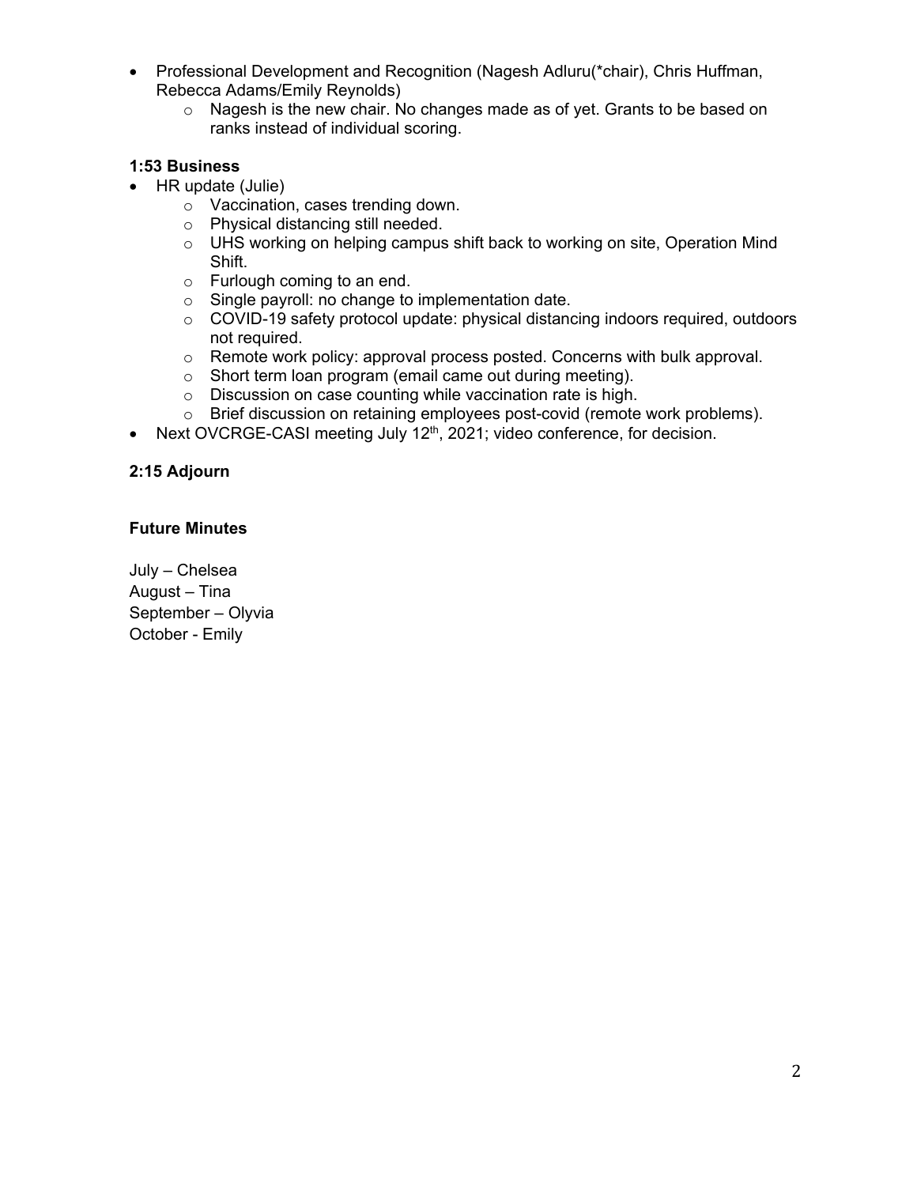- Professional Development and Recognition (Nagesh Adluru(*chair), Chris Huffman, Rebecca Adams/Emily Reynolds)
    - Nagesh is the new chair. No changes made as of yet. Grants to be based on ranks instead of individual scoring.

**1:53 Business**

- HR update (Julie)
    - Vaccination, cases trending down.
    - Physical distancing still needed.
    - UHS working on helping campus shift back to working on site, Operation Mind Shift.
    - Furlough coming to an end.
    - Single payroll: no change to implementation date.
    - COVID-19 safety protocol update: physical distancing indoors required, outdoors not required.
    - Remote work policy: approval process posted. Concerns with bulk approval.
    - Short term loan program (email came out during meeting).
    - Discussion on case counting while vaccination rate is high.
    - Brief discussion on retaining employees post-covid (remote work problems).
- Next OVCRGE-CASI meeting July 12th, 2021; video conference, for decision.

**2:15 Adjourn**

**Future Minutes**

July – Chelsea
August – Tina
September – Olyvia
October - Emily